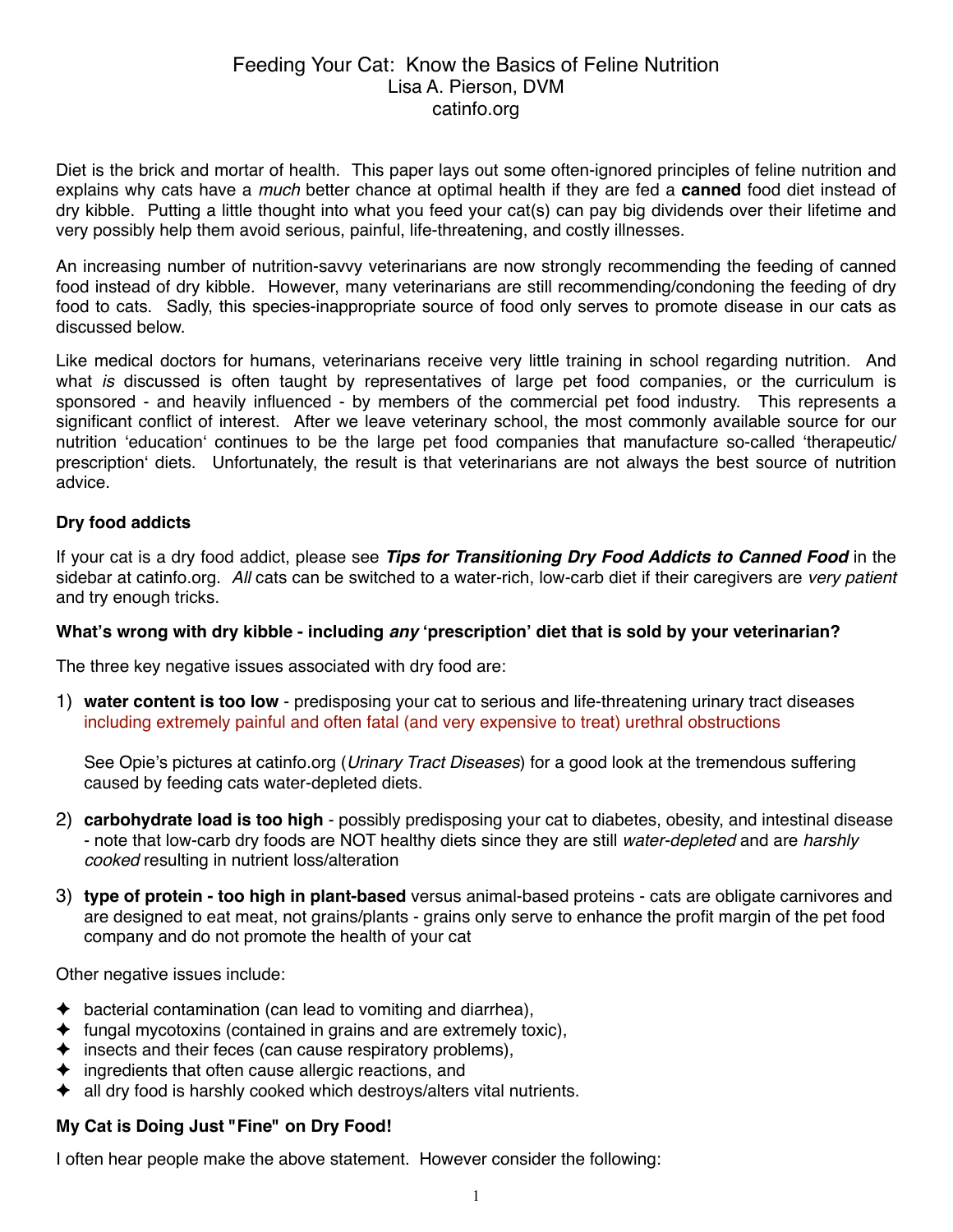# Feeding Your Cat: Know the Basics of Feline Nutrition

Lisa A. Pierson, DVM
catinfo.org

Diet is the brick and mortar of health. This paper lays out some often-ignored principles of feline nutrition and explains why cats have a *much* better chance at optimal health if they are fed a **canned** food diet instead of dry kibble. Putting a little thought into what you feed your cat(s) can pay big dividends over their lifetime and very possibly help them avoid serious, painful, life-threatening, and costly illnesses.

An increasing number of nutrition-savvy veterinarians are now strongly recommending the feeding of canned food instead of dry kibble. However, many veterinarians are still recommending/condoning the feeding of dry food to cats. Sadly, this species-inappropriate source of food only serves to promote disease in our cats as discussed below.

Like medical doctors for humans, veterinarians receive very little training in school regarding nutrition. And what *is* discussed is often taught by representatives of large pet food companies, or the curriculum is sponsored - and heavily influenced - by members of the commercial pet food industry. This represents a significant conflict of interest. After we leave veterinary school, the most commonly available source for our nutrition 'education' continues to be the large pet food companies that manufacture so-called 'therapeutic/prescription' diets. Unfortunately, the result is that veterinarians are not always the best source of nutrition advice.

### Dry food addicts

If your cat is a dry food addict, please see ***Tips for Transitioning Dry Food Addicts to Canned Food*** in the sidebar at catinfo.org. *All* cats can be switched to a water-rich, low-carb diet if their caregivers are *very patient* and try enough tricks.

### What's wrong with dry kibble - including *any* 'prescription' diet that is sold by your veterinarian?

The three key negative issues associated with dry food are:

1) **water content is too low** - predisposing your cat to serious and life-threatening urinary tract diseases including extremely painful and often fatal (and very expensive to treat) urethral obstructions

   See Opie's pictures at catinfo.org (*Urinary Tract Diseases*) for a good look at the tremendous suffering caused by feeding cats water-depleted diets.

2) **carbohydrate load is too high** - possibly predisposing your cat to diabetes, obesity, and intestinal disease - note that low-carb dry foods are NOT healthy diets since they are still *water-depleted* and are *harshly cooked* resulting in nutrient loss/alteration

3) **type of protein - too high in plant-based** versus animal-based proteins - cats are obligate carnivores and are designed to eat meat, not grains/plants - grains only serve to enhance the profit margin of the pet food company and do not promote the health of your cat

Other negative issues include:

- bacterial contamination (can lead to vomiting and diarrhea),
- fungal mycotoxins (contained in grains and are extremely toxic),
- insects and their feces (can cause respiratory problems),
- ingredients that often cause allergic reactions, and
- all dry food is harshly cooked which destroys/alters vital nutrients.

### My Cat is Doing Just "Fine" on Dry Food!

I often hear people make the above statement. However consider the following: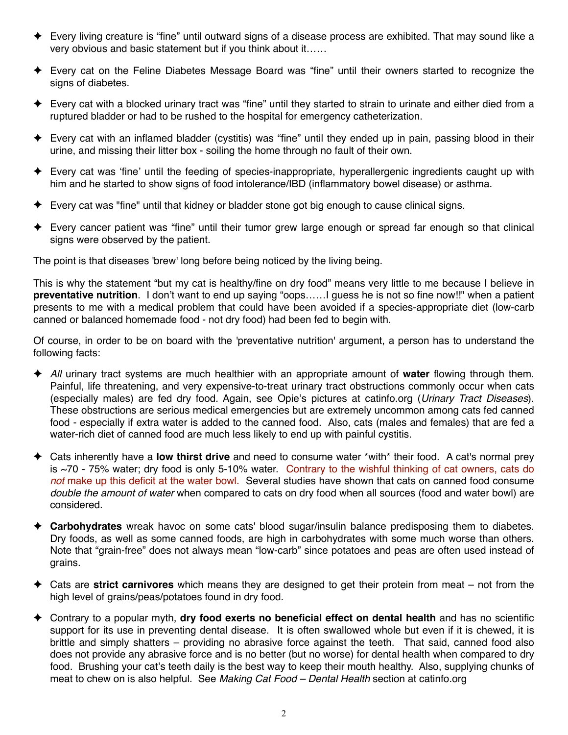- Every living creature is "fine" until outward signs of a disease process are exhibited. That may sound like a very obvious and basic statement but if you think about it……

- Every cat on the Feline Diabetes Message Board was "fine" until their owners started to recognize the signs of diabetes.

- Every cat with a blocked urinary tract was "fine" until they started to strain to urinate and either died from a ruptured bladder or had to be rushed to the hospital for emergency catheterization.

- Every cat with an inflamed bladder (cystitis) was "fine" until they ended up in pain, passing blood in their urine, and missing their litter box - soiling the home through no fault of their own.

- Every cat was 'fine' until the feeding of species-inappropriate, hyperallergenic ingredients caught up with him and he started to show signs of food intolerance/IBD (inflammatory bowel disease) or asthma.

- Every cat was "fine" until that kidney or bladder stone got big enough to cause clinical signs.

- Every cancer patient was "fine" until their tumor grew large enough or spread far enough so that clinical signs were observed by the patient.

The point is that diseases 'brew' long before being noticed by the living being.

This is why the statement "but my cat is healthy/fine on dry food" means very little to me because I believe in **preventative nutrition**. I don't want to end up saying "oops……I guess he is not so fine now!!" when a patient presents to me with a medical problem that could have been avoided if a species-appropriate diet (low-carb canned or balanced homemade food - not dry food) had been fed to begin with.

Of course, in order to be on board with the 'preventative nutrition' argument, a person has to understand the following facts:

- *All* urinary tract systems are much healthier with an appropriate amount of **water** flowing through them. Painful, life threatening, and very expensive-to-treat urinary tract obstructions commonly occur when cats (especially males) are fed dry food. Again, see Opie's pictures at catinfo.org (*Urinary Tract Diseases*). These obstructions are serious medical emergencies but are extremely uncommon among cats fed canned food - especially if extra water is added to the canned food. Also, cats (males and females) that are fed a water-rich diet of canned food are much less likely to end up with painful cystitis.

- Cats inherently have a **low thirst drive** and need to consume water *with* their food. A cat's normal prey is ~70 - 75% water; dry food is only 5-10% water. Contrary to the wishful thinking of cat owners, cats do *not* make up this deficit at the water bowl. Several studies have shown that cats on canned food consume *double the amount of water* when compared to cats on dry food when all sources (food and water bowl) are considered.

- **Carbohydrates** wreak havoc on some cats' blood sugar/insulin balance predisposing them to diabetes. Dry foods, as well as some canned foods, are high in carbohydrates with some much worse than others. Note that "grain-free" does not always mean "low-carb" since potatoes and peas are often used instead of grains.

- Cats are **strict carnivores** which means they are designed to get their protein from meat – not from the high level of grains/peas/potatoes found in dry food.

- Contrary to a popular myth, **dry food exerts no beneficial effect on dental health** and has no scientific support for its use in preventing dental disease. It is often swallowed whole but even if it is chewed, it is brittle and simply shatters – providing no abrasive force against the teeth. That said, canned food also does not provide any abrasive force and is no better (but no worse) for dental health when compared to dry food. Brushing your cat's teeth daily is the best way to keep their mouth healthy. Also, supplying chunks of meat to chew on is also helpful. See *Making Cat Food – Dental Health* section at catinfo.org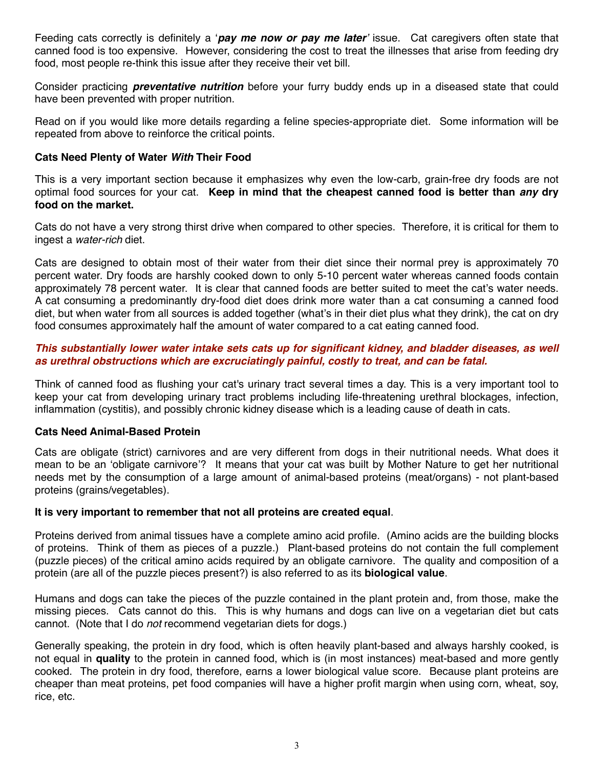Feeding cats correctly is definitely a '***pay me now or pay me later'*** issue. Cat caregivers often state that canned food is too expensive. However, considering the cost to treat the illnesses that arise from feeding dry food, most people re-think this issue after they receive their vet bill.

Consider practicing ***preventative nutrition*** before your furry buddy ends up in a diseased state that could have been prevented with proper nutrition.

Read on if you would like more details regarding a feline species-appropriate diet. Some information will be repeated from above to reinforce the critical points.

**Cats Need Plenty of Water *With* Their Food**

This is a very important section because it emphasizes why even the low-carb, grain-free dry foods are not optimal food sources for your cat. **Keep in mind that the cheapest canned food is better than *any* dry food on the market.**

Cats do not have a very strong thirst drive when compared to other species. Therefore, it is critical for them to ingest a *water-rich* diet.

Cats are designed to obtain most of their water from their diet since their normal prey is approximately 70 percent water. Dry foods are harshly cooked down to only 5-10 percent water whereas canned foods contain approximately 78 percent water. It is clear that canned foods are better suited to meet the cat's water needs. A cat consuming a predominantly dry-food diet does drink more water than a cat consuming a canned food diet, but when water from all sources is added together (what's in their diet plus what they drink), the cat on dry food consumes approximately half the amount of water compared to a cat eating canned food.

***This substantially lower water intake sets cats up for significant kidney, and bladder diseases, as well as urethral obstructions which are excruciatingly painful, costly to treat, and can be fatal.***

Think of canned food as flushing your cat's urinary tract several times a day. This is a very important tool to keep your cat from developing urinary tract problems including life-threatening urethral blockages, infection, inflammation (cystitis), and possibly chronic kidney disease which is a leading cause of death in cats.

**Cats Need Animal-Based Protein**

Cats are obligate (strict) carnivores and are very different from dogs in their nutritional needs. What does it mean to be an 'obligate carnivore'? It means that your cat was built by Mother Nature to get her nutritional needs met by the consumption of a large amount of animal-based proteins (meat/organs) - not plant-based proteins (grains/vegetables).

**It is very important to remember that not all proteins are created equal**.

Proteins derived from animal tissues have a complete amino acid profile. (Amino acids are the building blocks of proteins. Think of them as pieces of a puzzle.) Plant-based proteins do not contain the full complement (puzzle pieces) of the critical amino acids required by an obligate carnivore. The quality and composition of a protein (are all of the puzzle pieces present?) is also referred to as its **biological value**.

Humans and dogs can take the pieces of the puzzle contained in the plant protein and, from those, make the missing pieces. Cats cannot do this. This is why humans and dogs can live on a vegetarian diet but cats cannot. (Note that I do *not* recommend vegetarian diets for dogs.)

Generally speaking, the protein in dry food, which is often heavily plant-based and always harshly cooked, is not equal in **quality** to the protein in canned food, which is (in most instances) meat-based and more gently cooked. The protein in dry food, therefore, earns a lower biological value score. Because plant proteins are cheaper than meat proteins, pet food companies will have a higher profit margin when using corn, wheat, soy, rice, etc.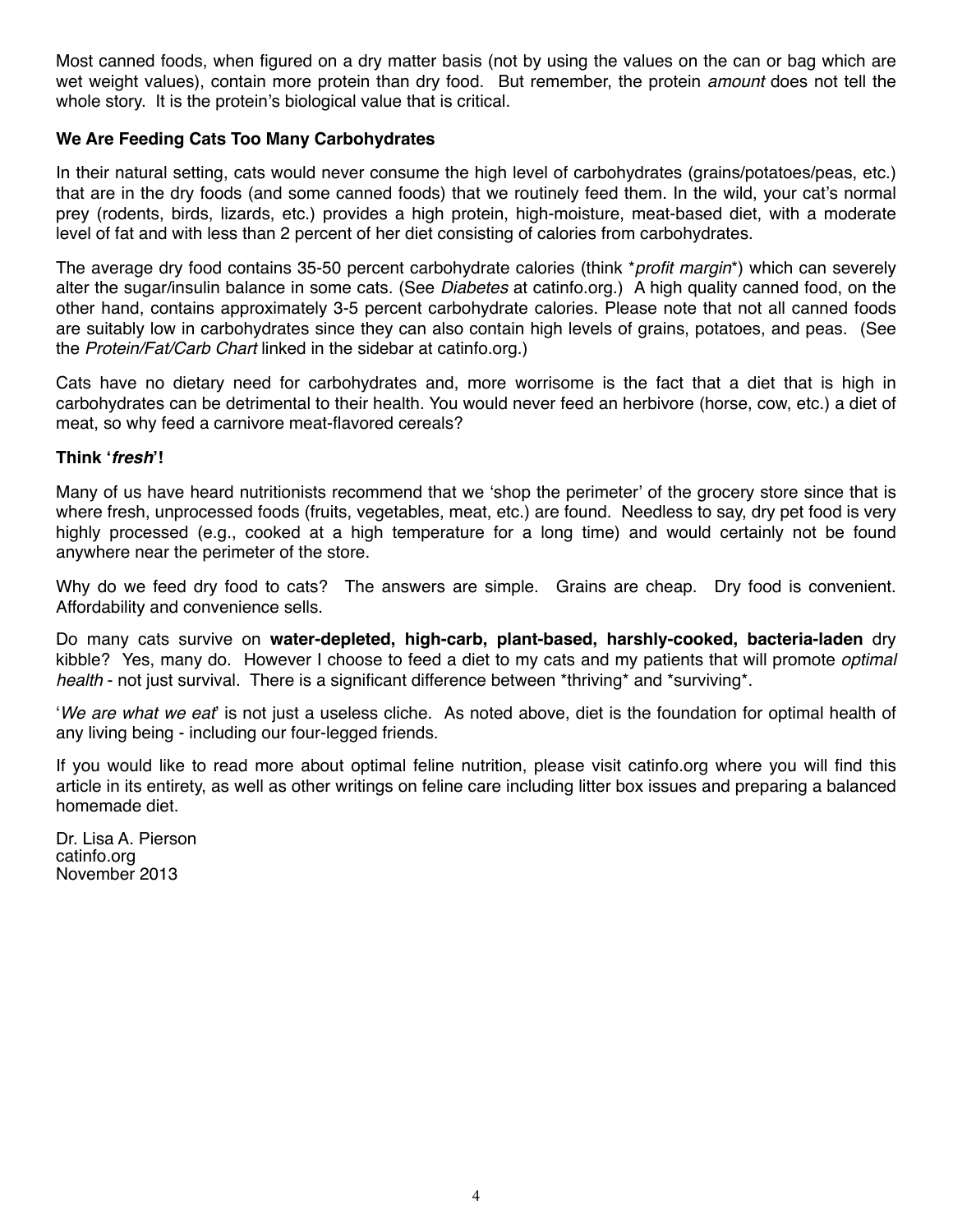Most canned foods, when figured on a dry matter basis (not by using the values on the can or bag which are wet weight values), contain more protein than dry food. But remember, the protein *amount* does not tell the whole story. It is the protein's biological value that is critical.

**We Are Feeding Cats Too Many Carbohydrates**

In their natural setting, cats would never consume the high level of carbohydrates (grains/potatoes/peas, etc.) that are in the dry foods (and some canned foods) that we routinely feed them. In the wild, your cat's normal prey (rodents, birds, lizards, etc.) provides a high protein, high-moisture, meat-based diet, with a moderate level of fat and with less than 2 percent of her diet consisting of calories from carbohydrates.

The average dry food contains 35-50 percent carbohydrate calories (think **profit margin**) which can severely alter the sugar/insulin balance in some cats. (See *Diabetes* at catinfo.org.) A high quality canned food, on the other hand, contains approximately 3-5 percent carbohydrate calories. Please note that not all canned foods are suitably low in carbohydrates since they can also contain high levels of grains, potatoes, and peas. (See the *Protein/Fat/Carb Chart* linked in the sidebar at catinfo.org.)

Cats have no dietary need for carbohydrates and, more worrisome is the fact that a diet that is high in carbohydrates can be detrimental to their health. You would never feed an herbivore (horse, cow, etc.) a diet of meat, so why feed a carnivore meat-flavored cereals?

**Think '*fresh*'!**

Many of us have heard nutritionists recommend that we 'shop the perimeter' of the grocery store since that is where fresh, unprocessed foods (fruits, vegetables, meat, etc.) are found. Needless to say, dry pet food is very highly processed (e.g., cooked at a high temperature for a long time) and would certainly not be found anywhere near the perimeter of the store.

Why do we feed dry food to cats? The answers are simple. Grains are cheap. Dry food is convenient. Affordability and convenience sells.

Do many cats survive on **water-depleted, high-carb, plant-based, harshly-cooked, bacteria-laden** dry kibble? Yes, many do. However I choose to feed a diet to my cats and my patients that will promote *optimal health* - not just survival. There is a significant difference between *thriving* and *surviving*.

'*We are what we eat*' is not just a useless cliche. As noted above, diet is the foundation for optimal health of any living being - including our four-legged friends.

If you would like to read more about optimal feline nutrition, please visit catinfo.org where you will find this article in its entirety, as well as other writings on feline care including litter box issues and preparing a balanced homemade diet.

Dr. Lisa A. Pierson
catinfo.org
November 2013